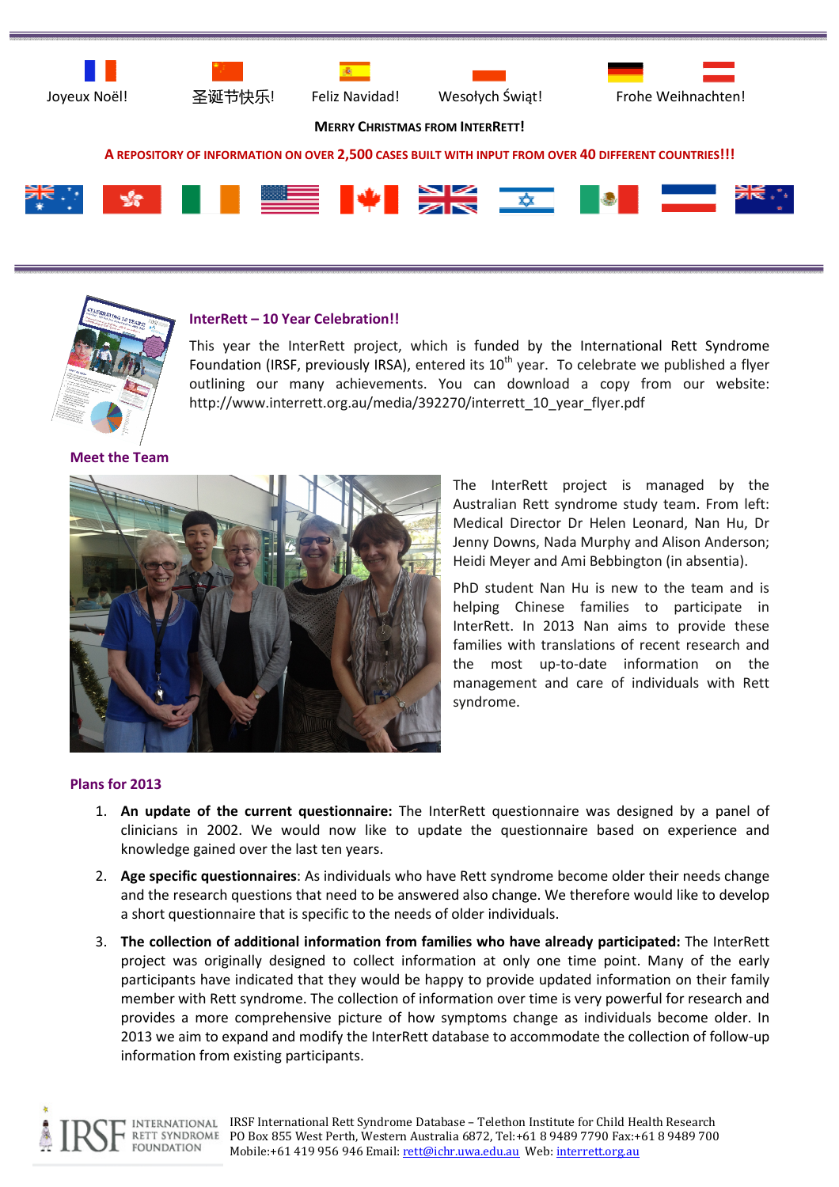Joyeux Noël! 圣诞节快乐! Feliz Navidad! Wesołych Świąt! Frohe Weihnachten!

**MERRY CHRISTMAS FROM INTERRETT!**

**A REPOSITORY OF INFORMATION ON OVER 2,500 CASES BUILT WITH INPUT FROM OVER 40 DIFFERENT COUNTRIES!!!**

## InterRett – 10 Year Celebration!!

This year the InterRett project, which is funded by the International Rett Syndrome Foundation (IRSF, previously IRSA), entered its 10th year. To celebrate we published a flyer outlining our many achievements. You can download a copy from our website: http://www.interrett.org.au/media/392270/interrett_10_year_flyer.pdf

## Meet the Team

The InterRett project is managed by the Australian Rett syndrome study team. From left: Medical Director Dr Helen Leonard, Nan Hu, Dr Jenny Downs, Nada Murphy and Alison Anderson; Heidi Meyer and Ami Bebbington (in absentia).

PhD student Nan Hu is new to the team and is helping Chinese families to participate in InterRett. In 2013 Nan aims to provide these families with translations of recent research and the most up-to-date information on the management and care of individuals with Rett syndrome.

## Plans for 2013

1. **An update of the current questionnaire:** The InterRett questionnaire was designed by a panel of clinicians in 2002. We would now like to update the questionnaire based on experience and knowledge gained over the last ten years.
2. **Age specific questionnaires**: As individuals who have Rett syndrome become older their needs change and the research questions that need to be answered also change. We therefore would like to develop a short questionnaire that is specific to the needs of older individuals.
3. **The collection of additional information from families who have already participated:** The InterRett project was originally designed to collect information at only one time point. Many of the early participants have indicated that they would be happy to provide updated information on their family member with Rett syndrome. The collection of information over time is very powerful for research and provides a more comprehensive picture of how symptoms change as individuals become older. In 2013 we aim to expand and modify the InterRett database to accommodate the collection of follow-up information from existing participants.

IRSF International Rett Syndrome Foundation

IRSF International Rett Syndrome Database – Telethon Institute for Child Health Research
PO Box 855 West Perth, Western Australia 6872, Tel:+61 8 9489 7790 Fax:+61 8 9489 700
Mobile:+61 419 956 946 Email: rett@ichr.uwa.edu.au Web: interrett.org.au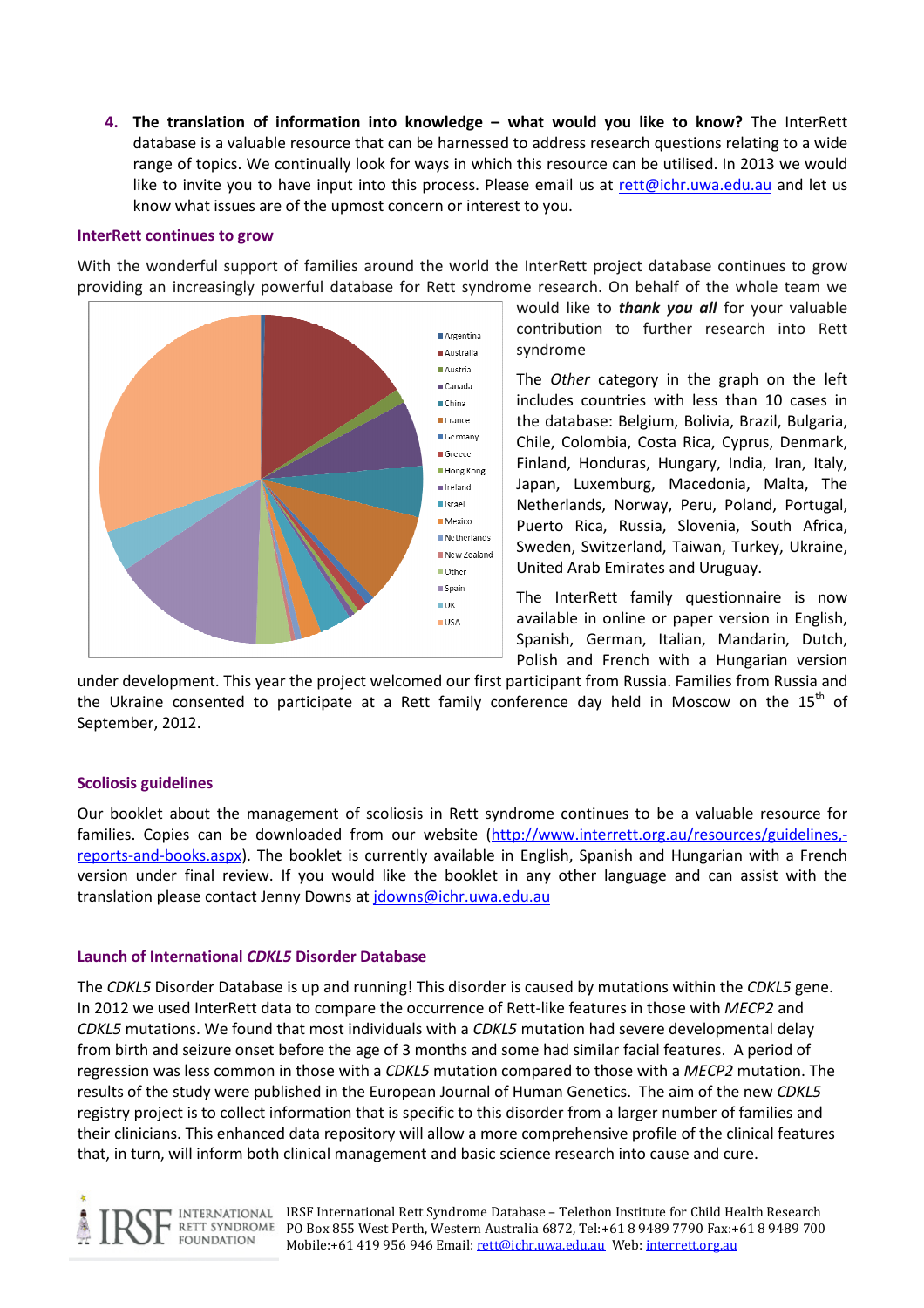4. **The translation of information into knowledge – what would you like to know?** The InterRett database is a valuable resource that can be harnessed to address research questions relating to a wide range of topics. We continually look for ways in which this resource can be utilised. In 2013 we would like to invite you to have input into this process. Please email us at rett@ichr.uwa.edu.au and let us know what issues are of the upmost concern or interest to you.

### InterRett continues to grow

With the wonderful support of families around the world the InterRett project database continues to grow providing an increasingly powerful database for Rett syndrome research. On behalf of the whole team we would like to ***thank you all*** for your valuable contribution to further research into Rett syndrome

The *Other* category in the graph on the left includes countries with less than 10 cases in the database: Belgium, Bolivia, Brazil, Bulgaria, Chile, Colombia, Costa Rica, Cyprus, Denmark, Finland, Honduras, Hungary, India, Iran, Italy, Japan, Luxemburg, Macedonia, Malta, The Netherlands, Norway, Peru, Poland, Portugal, Puerto Rica, Russia, Slovenia, South Africa, Sweden, Switzerland, Taiwan, Turkey, Ukraine, United Arab Emirates and Uruguay.

The InterRett family questionnaire is now available in online or paper version in English, Spanish, German, Italian, Mandarin, Dutch, Polish and French with a Hungarian version under development. This year the project welcomed our first participant from Russia. Families from Russia and the Ukraine consented to participate at a Rett family conference day held in Moscow on the 15th of September, 2012.

### Scoliosis guidelines

Our booklet about the management of scoliosis in Rett syndrome continues to be a valuable resource for families. Copies can be downloaded from our website (http://www.interrett.org.au/resources/guidelines,-reports-and-books.aspx). The booklet is currently available in English, Spanish and Hungarian with a French version under final review. If you would like the booklet in any other language and can assist with the translation please contact Jenny Downs at jdowns@ichr.uwa.edu.au

### Launch of International *CDKL5* Disorder Database

The *CDKL5* Disorder Database is up and running! This disorder is caused by mutations within the *CDKL5* gene. In 2012 we used InterRett data to compare the occurrence of Rett-like features in those with *MECP2* and *CDKL5* mutations. We found that most individuals with a *CDKL5* mutation had severe developmental delay from birth and seizure onset before the age of 3 months and some had similar facial features. A period of regression was less common in those with a *CDKL5* mutation compared to those with a *MECP2* mutation. The results of the study were published in the European Journal of Human Genetics. The aim of the new *CDKL5* registry project is to collect information that is specific to this disorder from a larger number of families and their clinicians. This enhanced data repository will allow a more comprehensive profile of the clinical features that, in turn, will inform both clinical management and basic science research into cause and cure.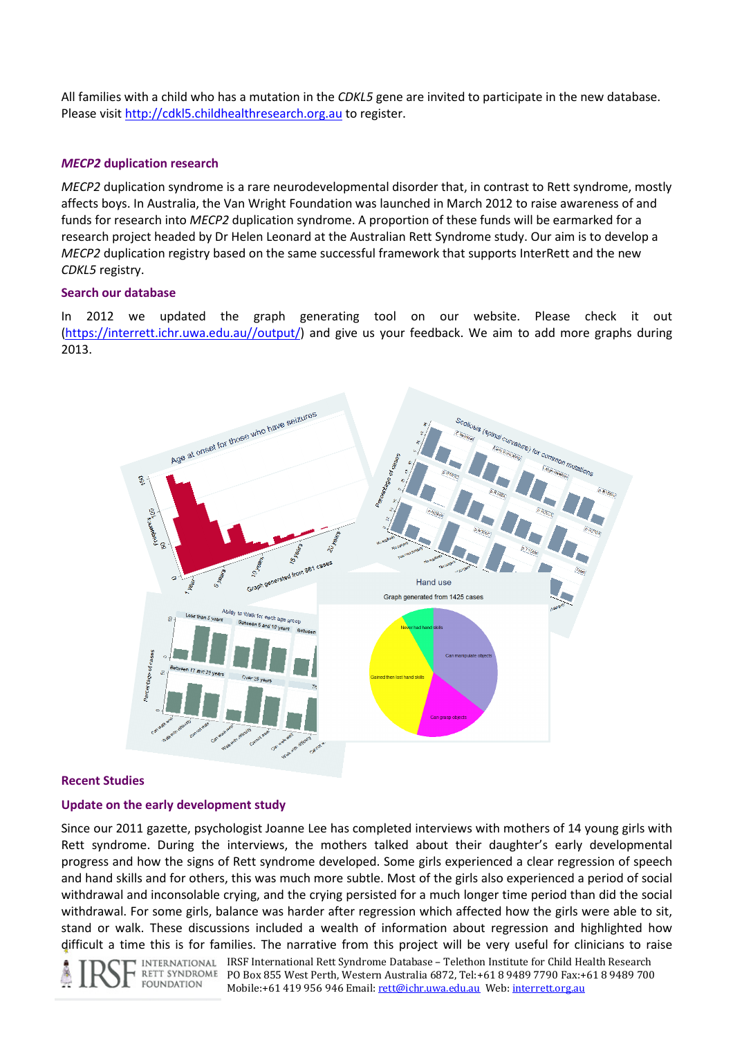All families with a child who has a mutation in the *CDKL5* gene are invited to participate in the new database. Please visit http://cdkl5.childhealthresearch.org.au to register.

### *MECP2* duplication research

*MECP2* duplication syndrome is a rare neurodevelopmental disorder that, in contrast to Rett syndrome, mostly affects boys. In Australia, the Van Wright Foundation was launched in March 2012 to raise awareness of and funds for research into *MECP2* duplication syndrome. A proportion of these funds will be earmarked for a research project headed by Dr Helen Leonard at the Australian Rett Syndrome study. Our aim is to develop a *MECP2* duplication registry based on the same successful framework that supports InterRett and the new *CDKL5* registry.

### Search our database

In 2012 we updated the graph generating tool on our website. Please check it out (https://interrett.ichr.uwa.edu.au//output/) and give us your feedback. We aim to add more graphs during 2013.

### Recent Studies

### Update on the early development study

Since our 2011 gazette, psychologist Joanne Lee has completed interviews with mothers of 14 young girls with Rett syndrome. During the interviews, the mothers talked about their daughter's early developmental progress and how the signs of Rett syndrome developed. Some girls experienced a clear regression of speech and hand skills and for others, this was much more subtle. Most of the girls also experienced a period of social withdrawal and inconsolable crying, and the crying persisted for a much longer time period than did the social withdrawal. For some girls, balance was harder after regression which affected how the girls were able to sit, stand or walk. These discussions included a wealth of information about regression and highlighted how difficult a time this is for families. The narrative from this project will be very useful for clinicians to raise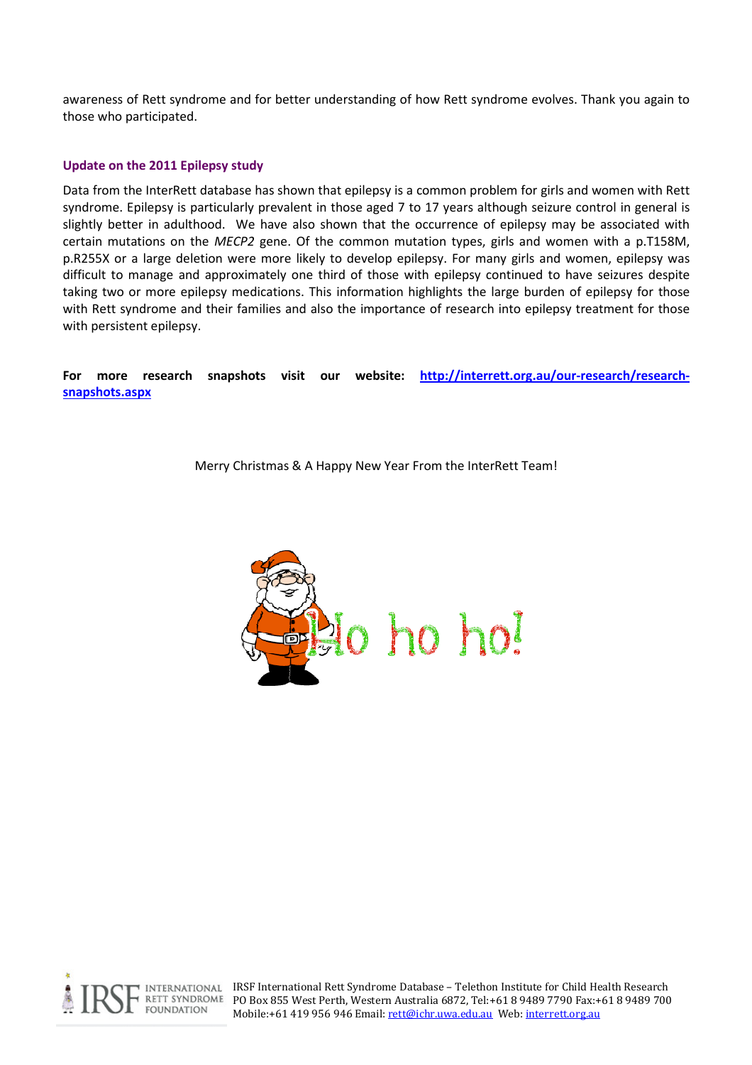awareness of Rett syndrome and for better understanding of how Rett syndrome evolves. Thank you again to those who participated.

## Update on the 2011 Epilepsy study

Data from the InterRett database has shown that epilepsy is a common problem for girls and women with Rett syndrome. Epilepsy is particularly prevalent in those aged 7 to 17 years although seizure control in general is slightly better in adulthood. We have also shown that the occurrence of epilepsy may be associated with certain mutations on the *MECP2* gene. Of the common mutation types, girls and women with a p.T158M, p.R255X or a large deletion were more likely to develop epilepsy. For many girls and women, epilepsy was difficult to manage and approximately one third of those with epilepsy continued to have seizures despite taking two or more epilepsy medications. This information highlights the large burden of epilepsy for those with Rett syndrome and their families and also the importance of research into epilepsy treatment for those with persistent epilepsy.

**For more research snapshots visit our website: http://interrett.org.au/our-research/research-snapshots.aspx**

Merry Christmas & A Happy New Year From the InterRett Team!

Ho ho ho!